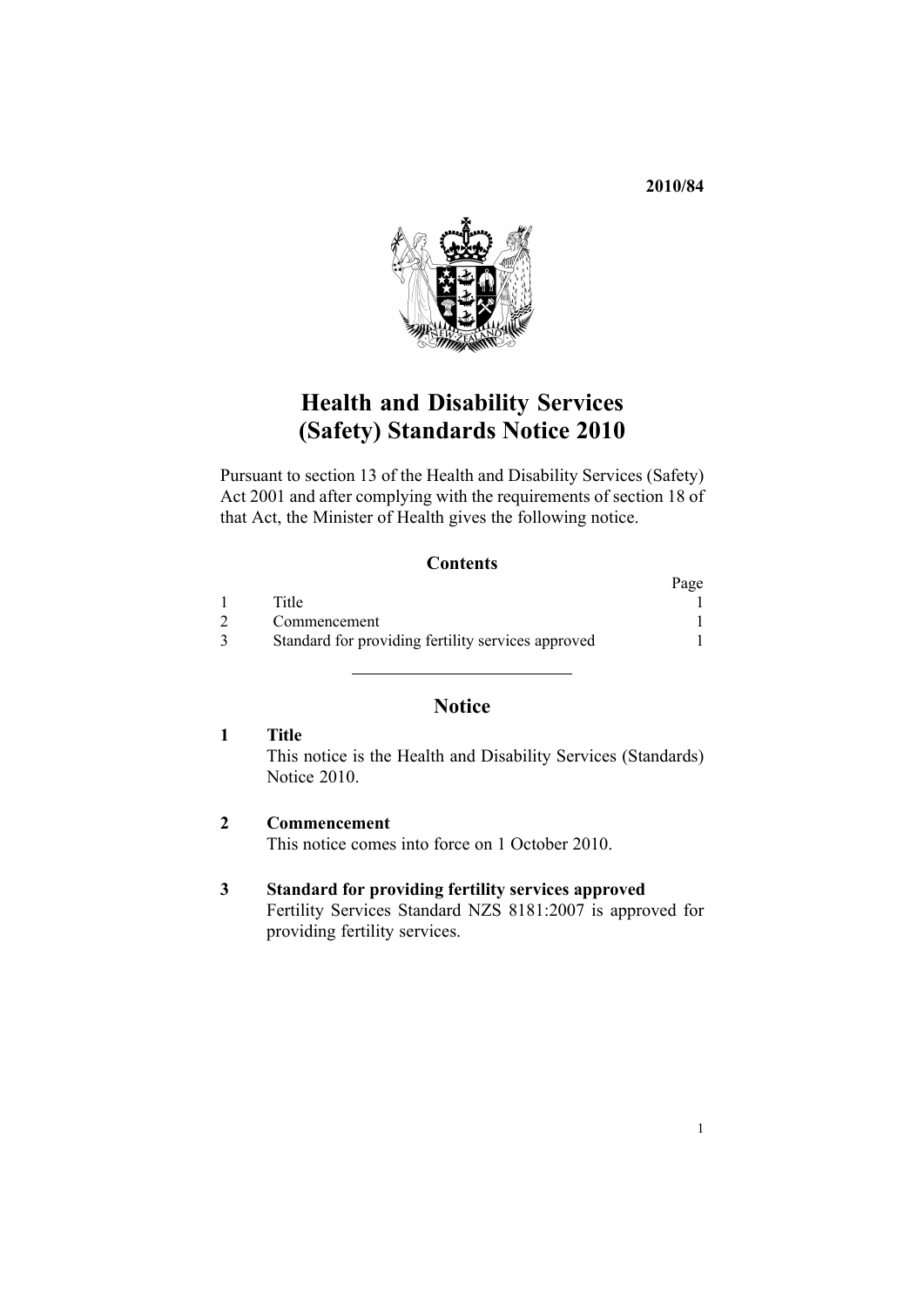**2010/84**

# Health and Disability Services (Safety) Standards Notice 2010

Pursuant to section 13 of the Health and Disability Services (Safety) Act 2001 and after complying with the requirements of section 18 of that Act, the Minister of Health gives the following notice.

## Contents

| | | Page |
|---|---|---|
| 1 | Title | 1 |
| 2 | Commencement | 1 |
| 3 | Standard for providing fertility services approved | 1 |

## Notice

### 1 Title

This notice is the Health and Disability Services (Standards) Notice 2010.

### 2 Commencement

This notice comes into force on 1 October 2010.

### 3 Standard for providing fertility services approved

Fertility Services Standard NZS 8181:2007 is approved for providing fertility services.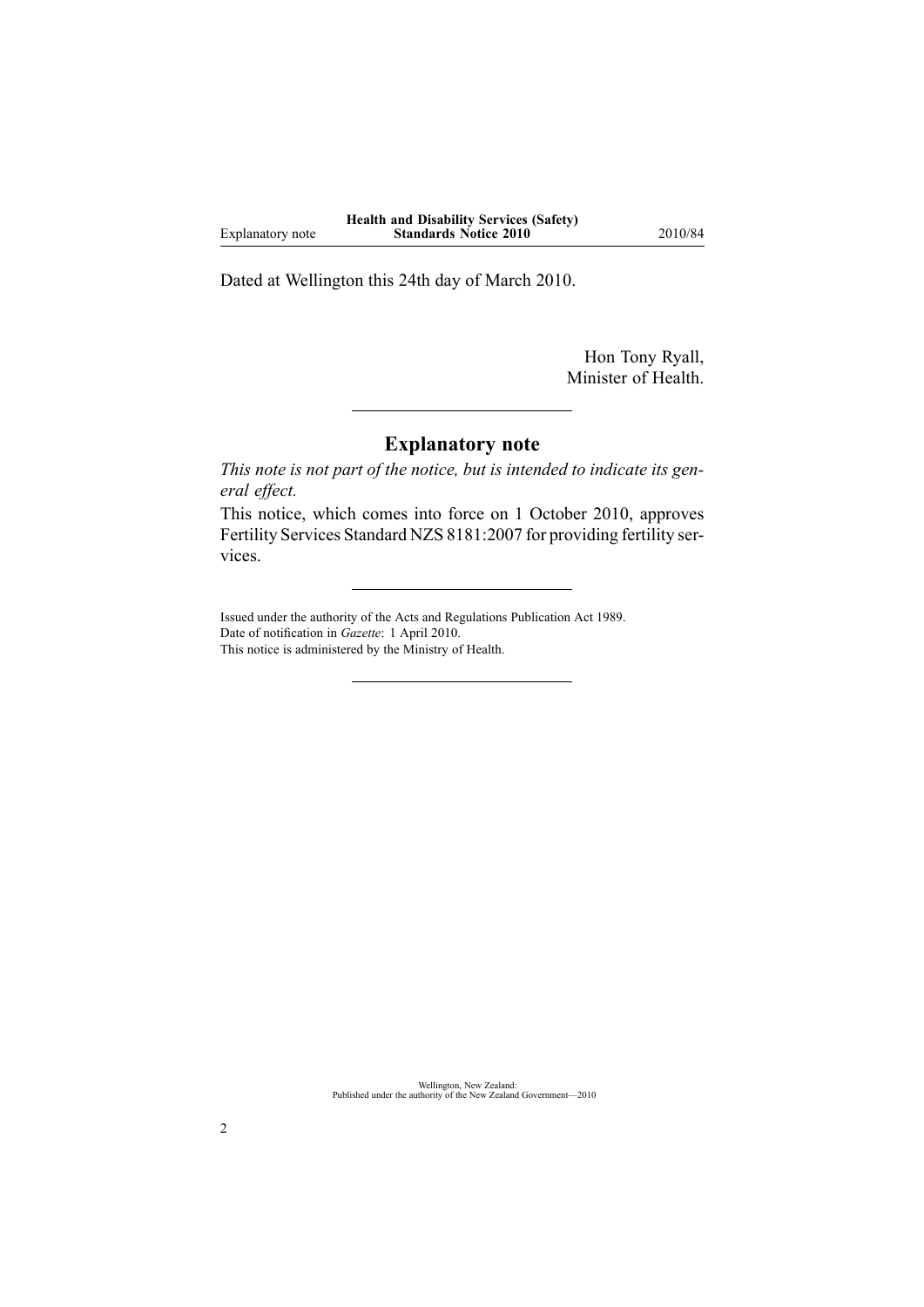Dated at Wellington this 24th day of March 2010.

Hon Tony Ryall,
Minister of Health.

---

## Explanatory note

*This note is not part of the notice, but is intended to indicate its general effect.*

This notice, which comes into force on 1 October 2010, approves Fertility Services Standard NZS 8181:2007 for providing fertility services.

---

Issued under the authority of the Acts and Regulations Publication Act 1989.
Date of notification in *Gazette*: 1 April 2010.
This notice is administered by the Ministry of Health.

---

Wellington, New Zealand:
Published under the authority of the New Zealand Government—2010